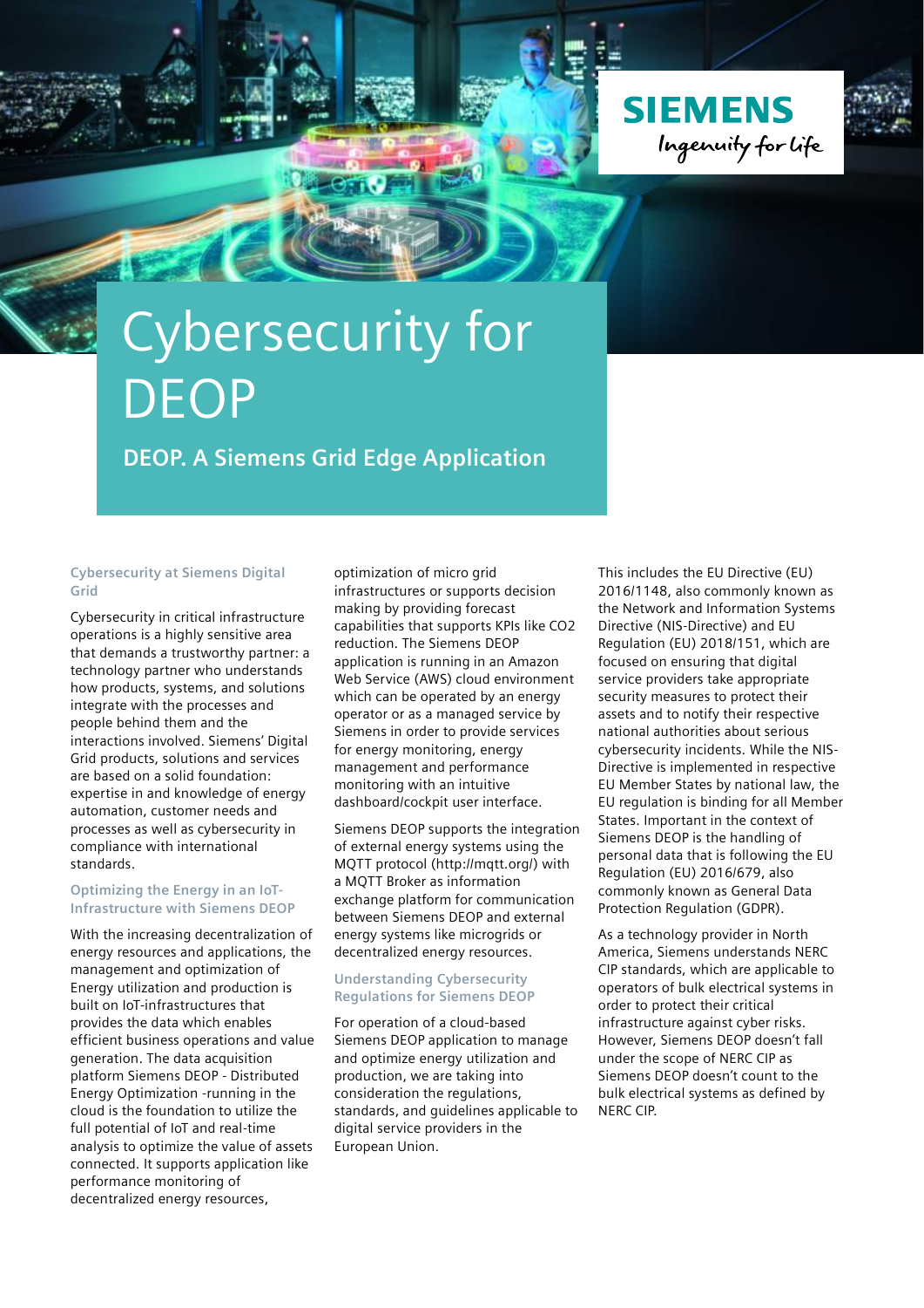SIEMENS
Ingenuity for life

# Cybersecurity for DEOP

## DEOP. A Siemens Grid Edge Application

### Cybersecurity at Siemens Digital Grid

Cybersecurity in critical infrastructure operations is a highly sensitive area that demands a trustworthy partner: a technology partner who understands how products, systems, and solutions integrate with the processes and people behind them and the interactions involved. Siemens' Digital Grid products, solutions and services are based on a solid foundation: expertise in and knowledge of energy automation, customer needs and processes as well as cybersecurity in compliance with international standards.

### Optimizing the Energy in an IoT-Infrastructure with Siemens DEOP

With the increasing decentralization of energy resources and applications, the management and optimization of Energy utilization and production is built on IoT-infrastructures that provides the data which enables efficient business operations and value generation. The data acquisition platform Siemens DEOP - Distributed Energy Optimization -running in the cloud is the foundation to utilize the full potential of IoT and real-time analysis to optimize the value of assets connected. It supports application like performance monitoring of decentralized energy resources, optimization of micro grid infrastructures or supports decision making by providing forecast capabilities that supports KPIs like $CO_2$ reduction. The Siemens DEOP application is running in an Amazon Web Service (AWS) cloud environment which can be operated by an energy operator or as a managed service by Siemens in order to provide services for energy monitoring, energy management and performance monitoring with an intuitive dashboard/cockpit user interface.

Siemens DEOP supports the integration of external energy systems using the MQTT protocol (http://mqtt.org/) with a MQTT Broker as information exchange platform for communication between Siemens DEOP and external energy systems like microgrids or decentralized energy resources.

### Understanding Cybersecurity Regulations for Siemens DEOP

For operation of a cloud-based Siemens DEOP application to manage and optimize energy utilization and production, we are taking into consideration the regulations, standards, and guidelines applicable to digital service providers in the European Union.

This includes the EU Directive (EU) 2016/1148, also commonly known as the Network and Information Systems Directive (NIS-Directive) and EU Regulation (EU) 2018/151, which are focused on ensuring that digital service providers take appropriate security measures to protect their assets and to notify their respective national authorities about serious cybersecurity incidents. While the NIS-Directive is implemented in respective EU Member States by national law, the EU regulation is binding for all Member States. Important in the context of Siemens DEOP is the handling of personal data that is following the EU Regulation (EU) 2016/679, also commonly known as General Data Protection Regulation (GDPR).

As a technology provider in North America, Siemens understands NERC CIP standards, which are applicable to operators of bulk electrical systems in order to protect their critical infrastructure against cyber risks. However, Siemens DEOP doesn't fall under the scope of NERC CIP as Siemens DEOP doesn't count to the bulk electrical systems as defined by NERC CIP.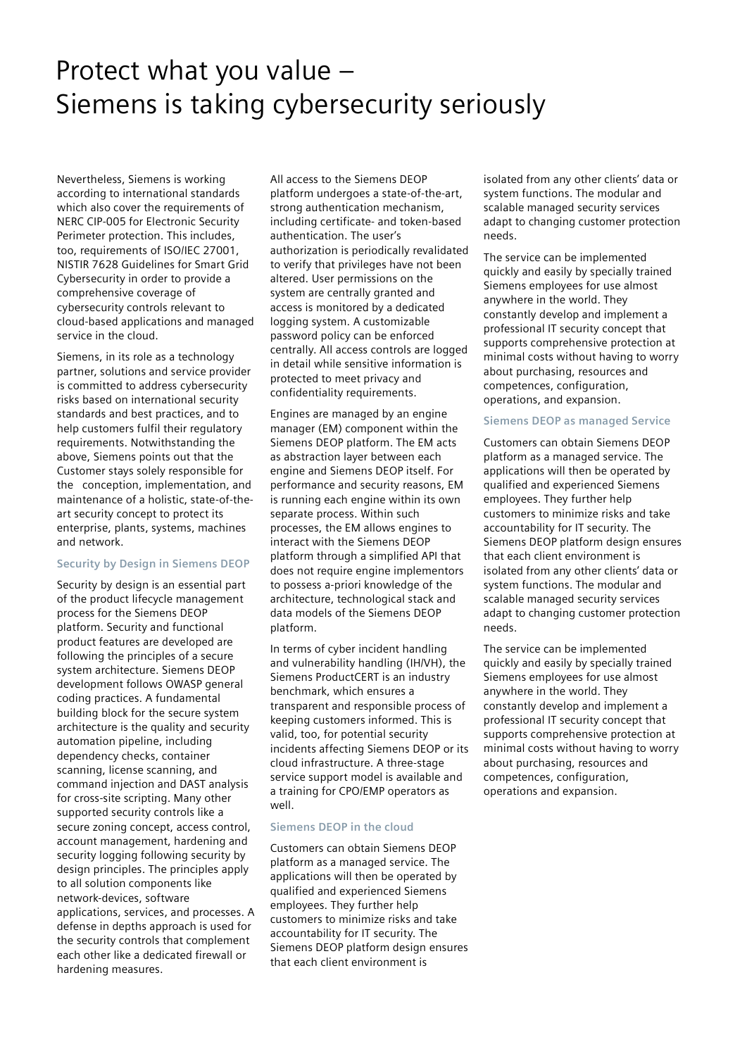# Protect what you value – Siemens is taking cybersecurity seriously

Nevertheless, Siemens is working according to international standards which also cover the requirements of NERC CIP-005 for Electronic Security Perimeter protection. This includes, too, requirements of ISO/IEC 27001, NISTIR 7628 Guidelines for Smart Grid Cybersecurity in order to provide a comprehensive coverage of cybersecurity controls relevant to cloud-based applications and managed service in the cloud.

Siemens, in its role as a technology partner, solutions and service provider is committed to address cybersecurity risks based on international security standards and best practices, and to help customers fulfil their regulatory requirements. Notwithstanding the above, Siemens points out that the Customer stays solely responsible for the conception, implementation, and maintenance of a holistic, state-of-the-art security concept to protect its enterprise, plants, systems, machines and network.

### Security by Design in Siemens DEOP

Security by design is an essential part of the product lifecycle management process for the Siemens DEOP platform. Security and functional product features are developed are following the principles of a secure system architecture. Siemens DEOP development follows OWASP general coding practices. A fundamental building block for the secure system architecture is the quality and security automation pipeline, including dependency checks, container scanning, license scanning, and command injection and DAST analysis for cross-site scripting. Many other supported security controls like a secure zoning concept, access control, account management, hardening and security logging following security by design principles. The principles apply to all solution components like network-devices, software applications, services, and processes. A defense in depths approach is used for the security controls that complement each other like a dedicated firewall or hardening measures.

All access to the Siemens DEOP platform undergoes a state-of-the-art, strong authentication mechanism, including certificate- and token-based authentication. The user's authorization is periodically revalidated to verify that privileges have not been altered. User permissions on the system are centrally granted and access is monitored by a dedicated logging system. A customizable password policy can be enforced centrally. All access controls are logged in detail while sensitive information is protected to meet privacy and confidentiality requirements.

Engines are managed by an engine manager (EM) component within the Siemens DEOP platform. The EM acts as abstraction layer between each engine and Siemens DEOP itself. For performance and security reasons, EM is running each engine within its own separate process. Within such processes, the EM allows engines to interact with the Siemens DEOP platform through a simplified API that does not require engine implementors to possess a-priori knowledge of the architecture, technological stack and data models of the Siemens DEOP platform.

In terms of cyber incident handling and vulnerability handling (IH/VH), the Siemens ProductCERT is an industry benchmark, which ensures a transparent and responsible process of keeping customers informed. This is valid, too, for potential security incidents affecting Siemens DEOP or its cloud infrastructure. A three-stage service support model is available and a training for CPO/EMP operators as well.

### Siemens DEOP in the cloud

Customers can obtain Siemens DEOP platform as a managed service. The applications will then be operated by qualified and experienced Siemens employees. They further help customers to minimize risks and take accountability for IT security. The Siemens DEOP platform design ensures that each client environment is isolated from any other clients' data or system functions. The modular and scalable managed security services adapt to changing customer protection needs.

The service can be implemented quickly and easily by specially trained Siemens employees for use almost anywhere in the world. They constantly develop and implement a professional IT security concept that supports comprehensive protection at minimal costs without having to worry about purchasing, resources and competences, configuration, operations, and expansion.

### Siemens DEOP as managed Service

Customers can obtain Siemens DEOP platform as a managed service. The applications will then be operated by qualified and experienced Siemens employees. They further help customers to minimize risks and take accountability for IT security. The Siemens DEOP platform design ensures that each client environment is isolated from any other clients' data or system functions. The modular and scalable managed security services adapt to changing customer protection needs.

The service can be implemented quickly and easily by specially trained Siemens employees for use almost anywhere in the world. They constantly develop and implement a professional IT security concept that supports comprehensive protection at minimal costs without having to worry about purchasing, resources and competences, configuration, operations and expansion.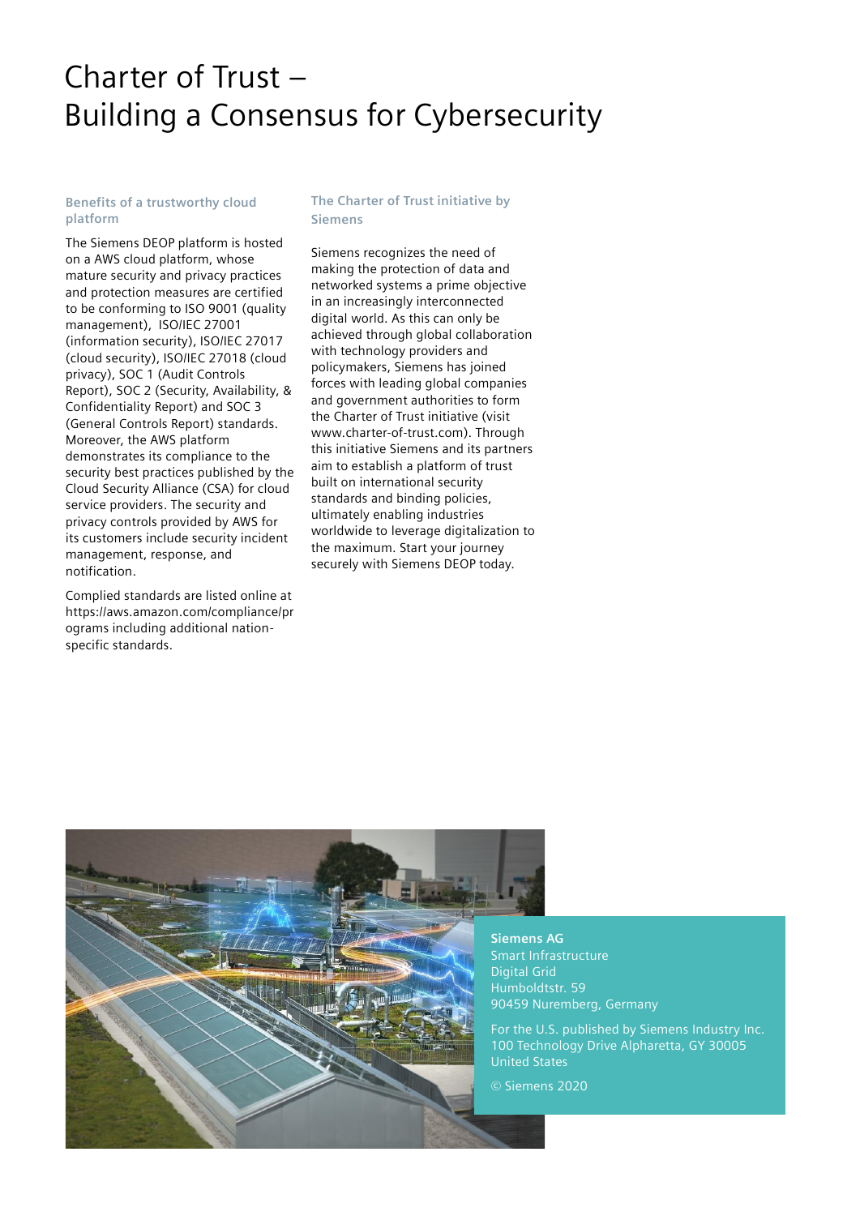# Charter of Trust – Building a Consensus for Cybersecurity

### Benefits of a trustworthy cloud platform

The Siemens DEOP platform is hosted on a AWS cloud platform, whose mature security and privacy practices and protection measures are certified to be conforming to ISO 9001 (quality management), ISO/IEC 27001 (information security), ISO/IEC 27017 (cloud security), ISO/IEC 27018 (cloud privacy), SOC 1 (Audit Controls Report), SOC 2 (Security, Availability, & Confidentiality Report) and SOC 3 (General Controls Report) standards. Moreover, the AWS platform demonstrates its compliance to the security best practices published by the Cloud Security Alliance (CSA) for cloud service providers. The security and privacy controls provided by AWS for its customers include security incident management, response, and notification.

Complied standards are listed online at https://aws.amazon.com/compliance/programs including additional nation-specific standards.

### The Charter of Trust initiative by Siemens

Siemens recognizes the need of making the protection of data and networked systems a prime objective in an increasingly interconnected digital world. As this can only be achieved through global collaboration with technology providers and policymakers, Siemens has joined forces with leading global companies and government authorities to form the Charter of Trust initiative (visit www.charter-of-trust.com). Through this initiative Siemens and its partners aim to establish a platform of trust built on international security standards and binding policies, ultimately enabling industries worldwide to leverage digitalization to the maximum. Start your journey securely with Siemens DEOP today.

**Siemens AG**
Smart Infrastructure
Digital Grid
Humboldtstr. 59
90459 Nuremberg, Germany

For the U.S. published by Siemens Industry Inc.
100 Technology Drive Alpharetta, GY 30005
United States

© Siemens 2020